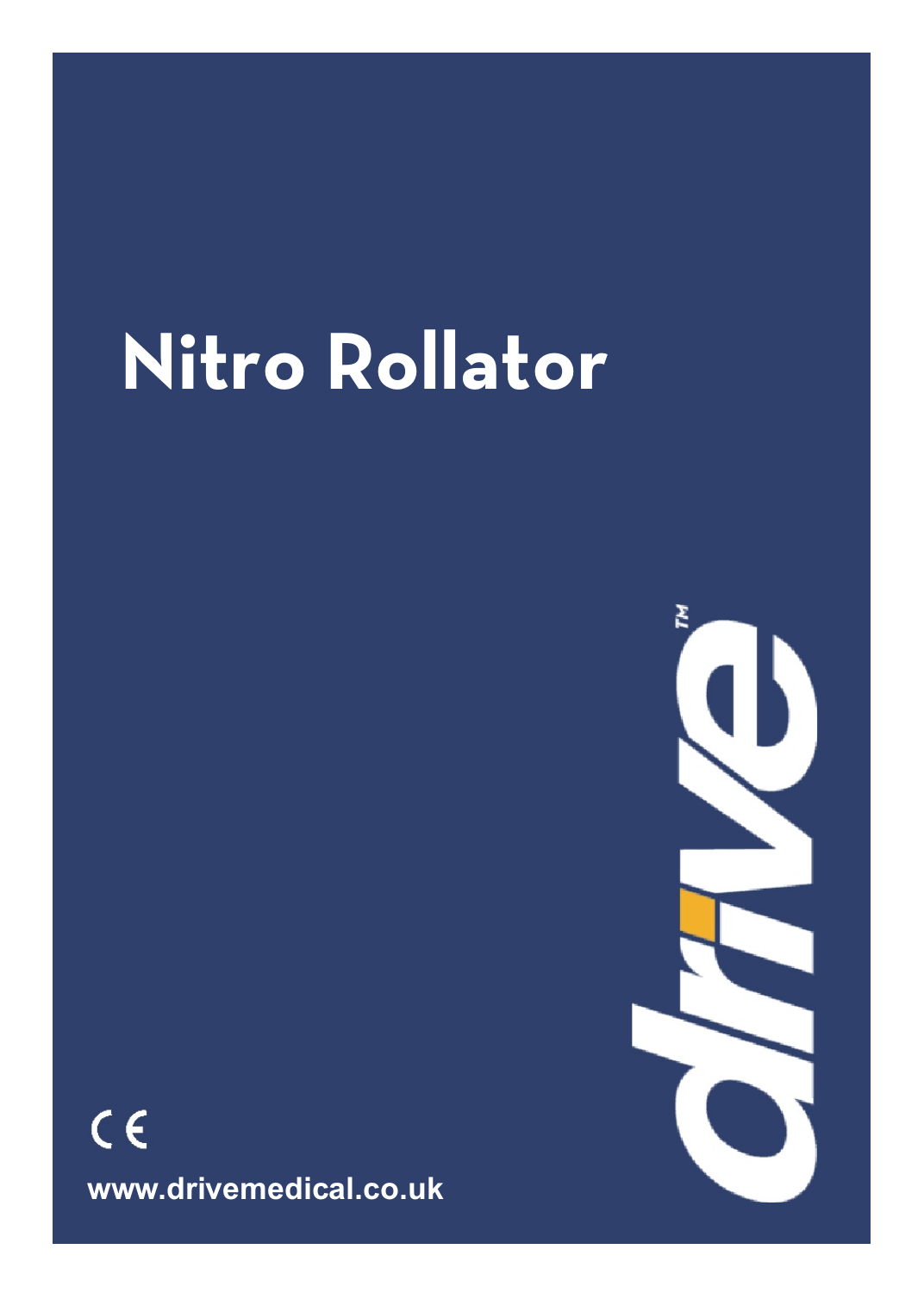# Nitro Rollator

CE

www.drivemedical.co.uk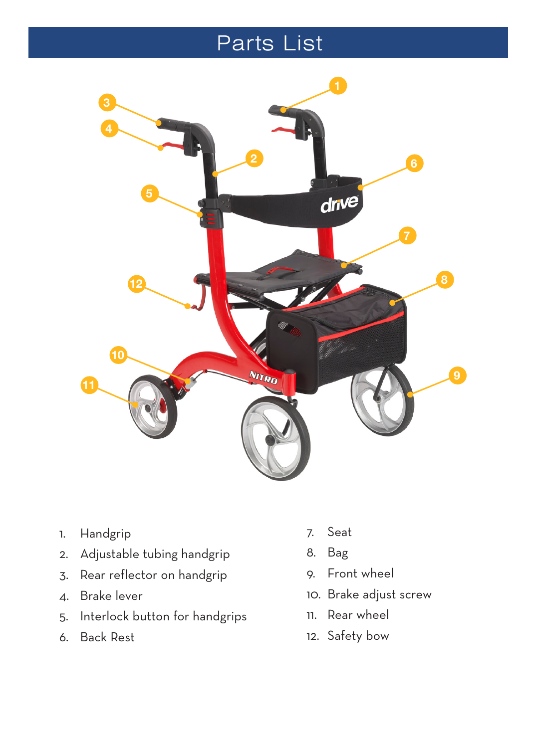# Parts List

1. Handgrip
2. Adjustable tubing handgrip
3. Rear reflector on handgrip
4. Brake lever
5. Interlock button for handgrips
6. Back Rest
7. Seat
8. Bag
9. Front wheel
10. Brake adjust screw
11. Rear wheel
12. Safety bow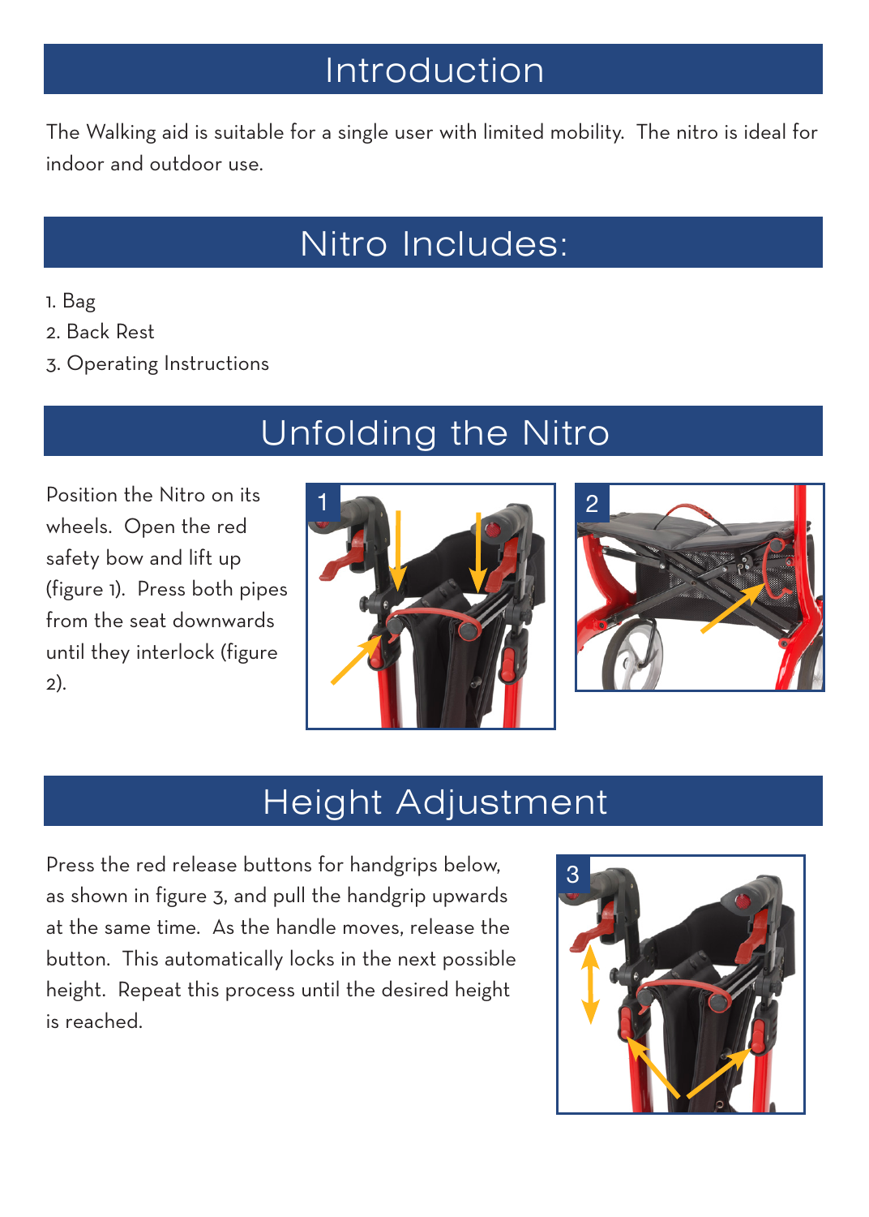# Introduction

The Walking aid is suitable for a single user with limited mobility. The nitro is ideal for indoor and outdoor use.

# Nitro Includes:

1. Bag
2. Back Rest
3. Operating Instructions

# Unfolding the Nitro

Position the Nitro on its wheels. Open the red safety bow and lift up (figure 1). Press both pipes from the seat downwards until they interlock (figure 2).

# Height Adjustment

Press the red release buttons for handgrips below, as shown in figure 3, and pull the handgrip upwards at the same time. As the handle moves, release the button. This automatically locks in the next possible height. Repeat this process until the desired height is reached.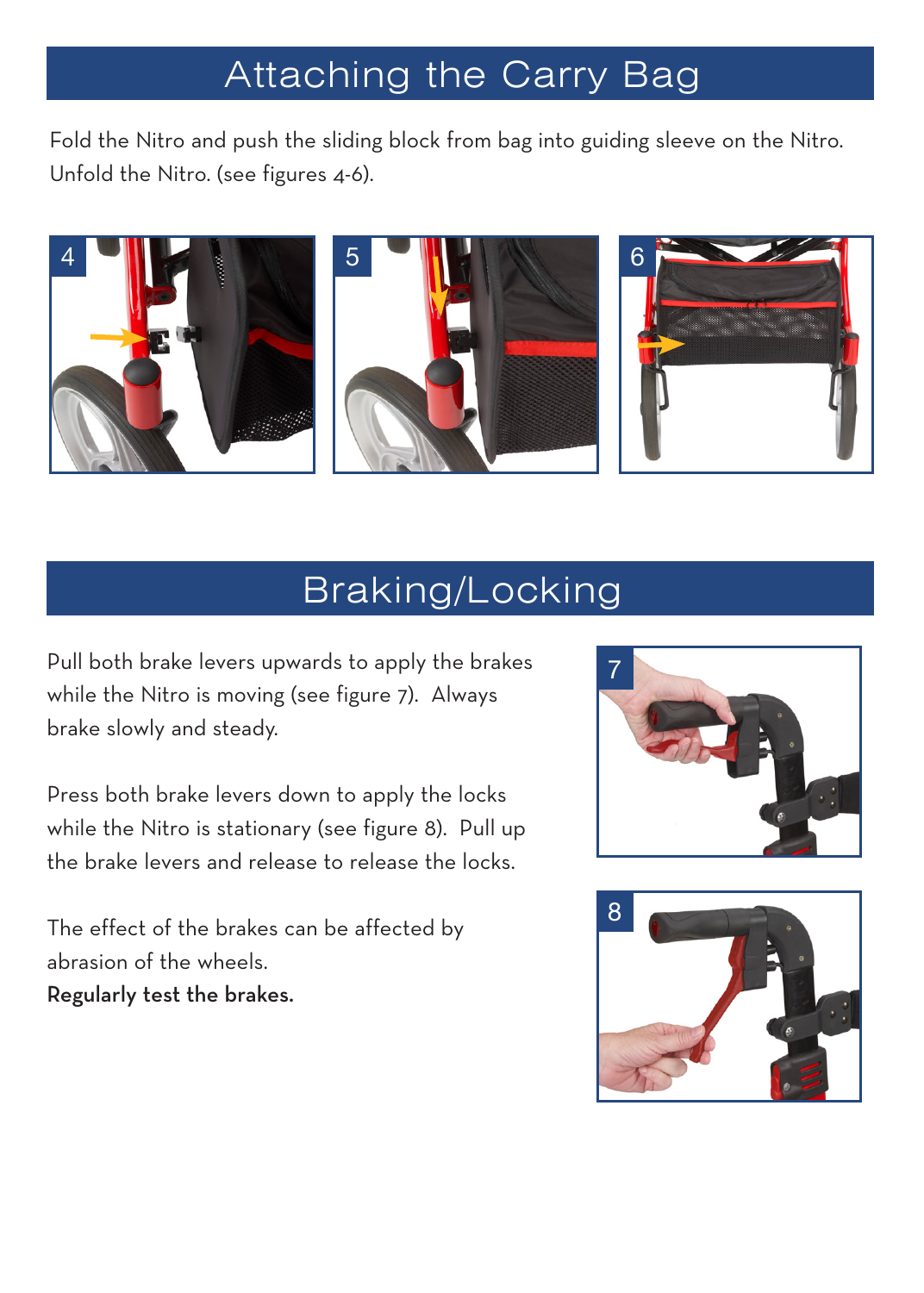# Attaching the Carry Bag

Fold the Nitro and push the sliding block from bag into guiding sleeve on the Nitro. Unfold the Nitro. (see figures 4-6).

# Braking/Locking

Pull both brake levers upwards to apply the brakes while the Nitro is moving (see figure 7). Always brake slowly and steady.

Press both brake levers down to apply the locks while the Nitro is stationary (see figure 8). Pull up the brake levers and release to release the locks.

The effect of the brakes can be affected by abrasion of the wheels.
**Regularly test the brakes.**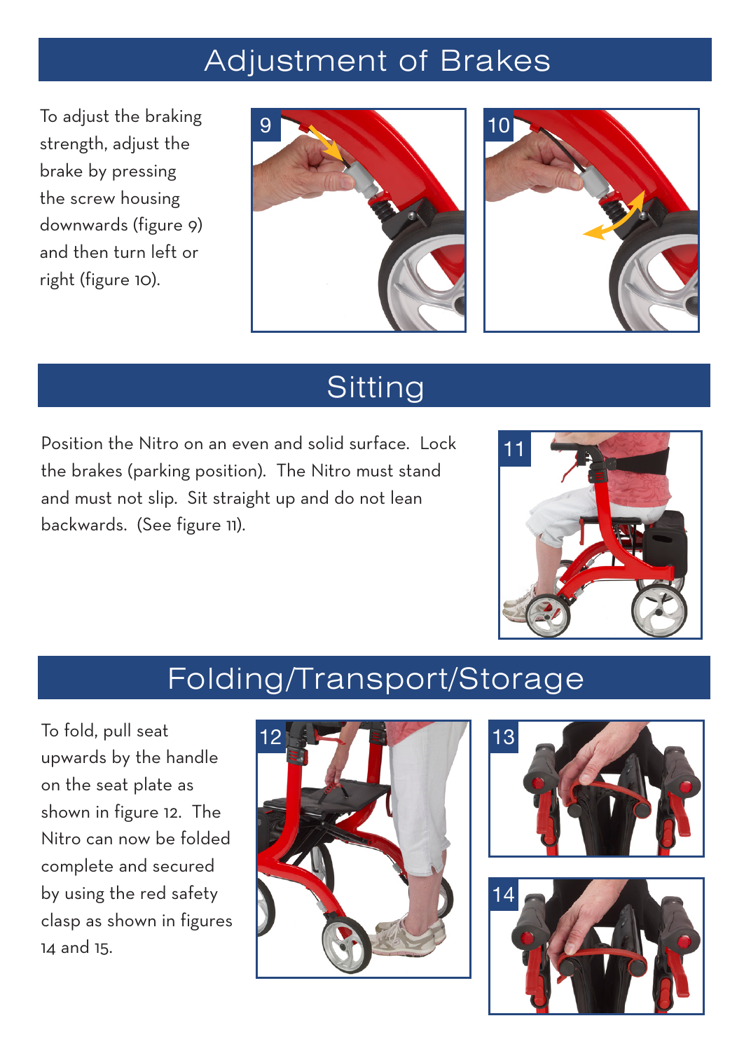# Adjustment of Brakes

To adjust the braking strength, adjust the brake by pressing the screw housing downwards (figure 9) and then turn left or right (figure 10).

# Sitting

Position the Nitro on an even and solid surface. Lock the brakes (parking position). The Nitro must stand and must not slip. Sit straight up and do not lean backwards. (See figure 11).

# Folding/Transport/Storage

To fold, pull seat upwards by the handle on the seat plate as shown in figure 12. The Nitro can now be folded complete and secured by using the red safety clasp as shown in figures 14 and 15.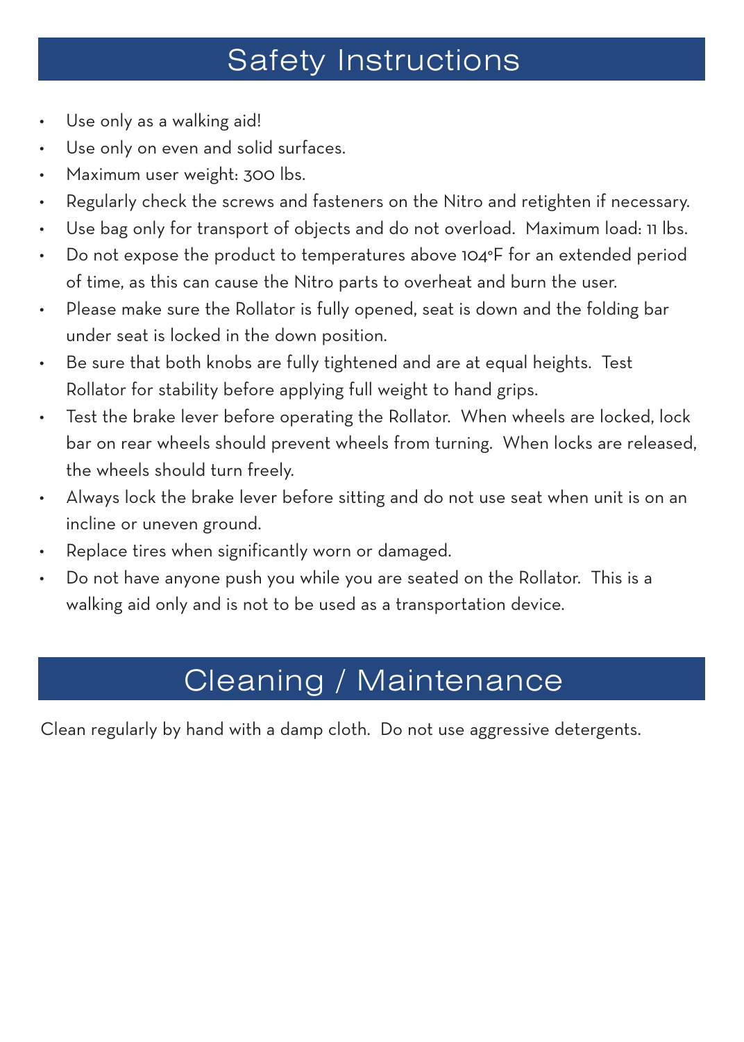# Safety Instructions

- Use only as a walking aid!
- Use only on even and solid surfaces.
- Maximum user weight: 300 lbs.
- Regularly check the screws and fasteners on the Nitro and retighten if necessary.
- Use bag only for transport of objects and do not overload. Maximum load: 11 lbs.
- Do not expose the product to temperatures above 104°F for an extended period of time, as this can cause the Nitro parts to overheat and burn the user.
- Please make sure the Rollator is fully opened, seat is down and the folding bar under seat is locked in the down position.
- Be sure that both knobs are fully tightened and are at equal heights. Test Rollator for stability before applying full weight to hand grips.
- Test the brake lever before operating the Rollator. When wheels are locked, lock bar on rear wheels should prevent wheels from turning. When locks are released, the wheels should turn freely.
- Always lock the brake lever before sitting and do not use seat when unit is on an incline or uneven ground.
- Replace tires when significantly worn or damaged.
- Do not have anyone push you while you are seated on the Rollator. This is a walking aid only and is not to be used as a transportation device.

# Cleaning / Maintenance

Clean regularly by hand with a damp cloth. Do not use aggressive detergents.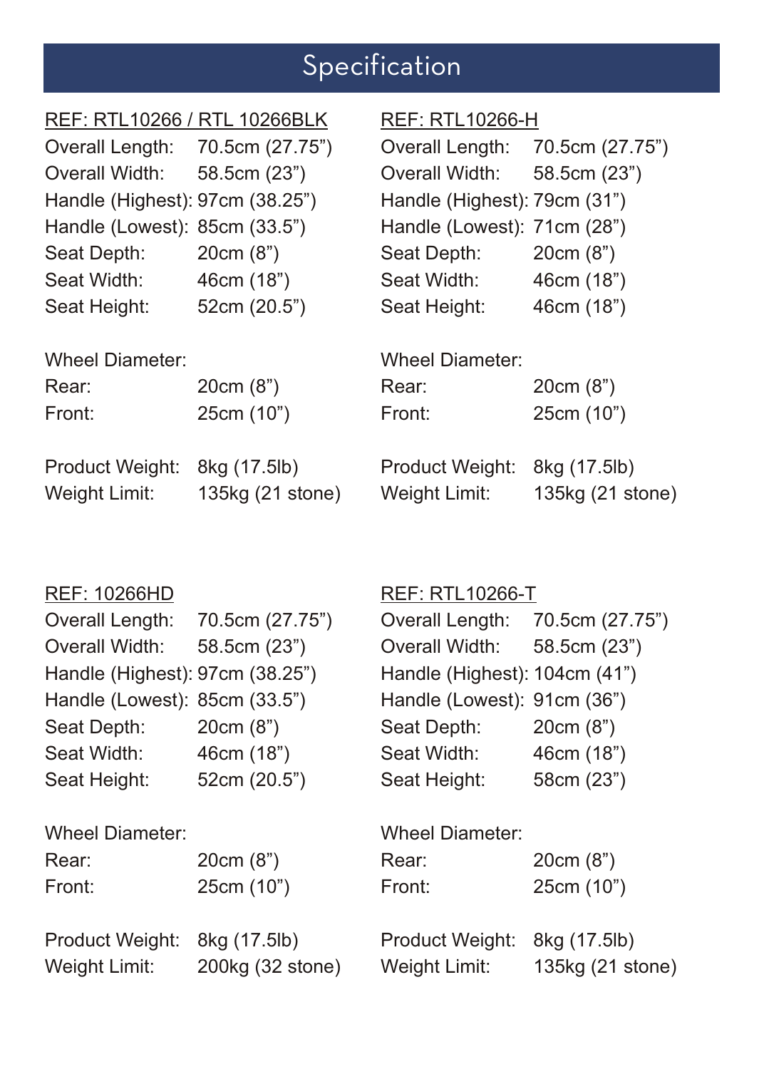# Specification

<u>REF: RTL10266 / RTL 10266BLK</u>

| | |
|---|---|
| Overall Length: | 70.5cm (27.75”) |
| Overall Width: | 58.5cm (23”) |
| Handle (Highest): | 97cm (38.25”) |
| Handle (Lowest): | 85cm (33.5”) |
| Seat Depth: | 20cm (8”) |
| Seat Width: | 46cm (18”) |
| Seat Height: | 52cm (20.5”) |

Wheel Diameter:

| | |
|---|---|
| Rear: | 20cm (8”) |
| Front: | 25cm (10”) |

| | |
|---|---|
| Product Weight: | 8kg (17.5lb) |
| Weight Limit: | 135kg (21 stone) |

<u>REF: RTL10266-H</u>

| | |
|---|---|
| Overall Length: | 70.5cm (27.75”) |
| Overall Width: | 58.5cm (23”) |
| Handle (Highest): | 79cm (31”) |
| Handle (Lowest): | 71cm (28”) |
| Seat Depth: | 20cm (8”) |
| Seat Width: | 46cm (18”) |
| Seat Height: | 46cm (18”) |

Wheel Diameter:

| | |
|---|---|
| Rear: | 20cm (8”) |
| Front: | 25cm (10”) |

| | |
|---|---|
| Product Weight: | 8kg (17.5lb) |
| Weight Limit: | 135kg (21 stone) |

<u>REF: 10266HD</u>

| | |
|---|---|
| Overall Length: | 70.5cm (27.75”) |
| Overall Width: | 58.5cm (23”) |
| Handle (Highest): | 97cm (38.25”) |
| Handle (Lowest): | 85cm (33.5”) |
| Seat Depth: | 20cm (8”) |
| Seat Width: | 46cm (18”) |
| Seat Height: | 52cm (20.5”) |

Wheel Diameter:

| | |
|---|---|
| Rear: | 20cm (8”) |
| Front: | 25cm (10”) |

| | |
|---|---|
| Product Weight: | 8kg (17.5lb) |
| Weight Limit: | 200kg (32 stone) |

<u>REF: RTL10266-T</u>

| | |
|---|---|
| Overall Length: | 70.5cm (27.75”) |
| Overall Width: | 58.5cm (23”) |
| Handle (Highest): | 104cm (41”) |
| Handle (Lowest): | 91cm (36”) |
| Seat Depth: | 20cm (8”) |
| Seat Width: | 46cm (18”) |
| Seat Height: | 58cm (23”) |

Wheel Diameter:

| | |
|---|---|
| Rear: | 20cm (8”) |
| Front: | 25cm (10”) |

| | |
|---|---|
| Product Weight: | 8kg (17.5lb) |
| Weight Limit: | 135kg (21 stone) |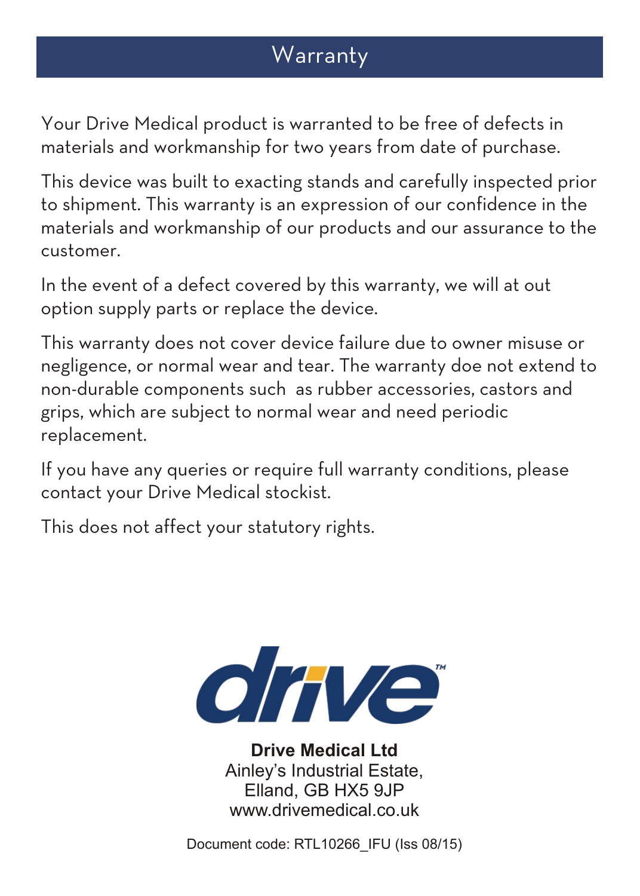# Warranty

Your Drive Medical product is warranted to be free of defects in materials and workmanship for two years from date of purchase.

This device was built to exacting stands and carefully inspected prior to shipment. This warranty is an expression of our confidence in the materials and workmanship of our products and our assurance to the customer.

In the event of a defect covered by this warranty, we will at out option supply parts or replace the device.

This warranty does not cover device failure due to owner misuse or negligence, or normal wear and tear. The warranty doe not extend to non-durable components such as rubber accessories, castors and grips, which are subject to normal wear and need periodic replacement.

If you have any queries or require full warranty conditions, please contact your Drive Medical stockist.

This does not affect your statutory rights.

drive™

**Drive Medical Ltd**
Ainley's Industrial Estate,
Elland, GB HX5 9JP
www.drivemedical.co.uk

Document code: RTL10266_IFU (Iss 08/15)